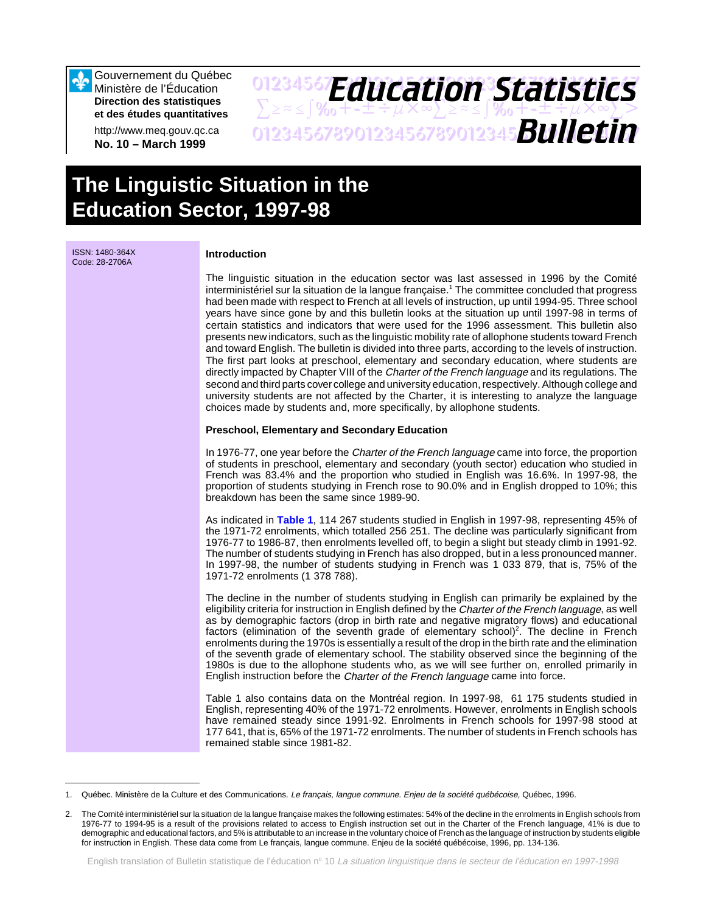Gouvernement du Québec
Ministère de l'Éducation
**Direction des statistiques et des études quantitatives**

http://www.meq.gouv.qc.ca
**No. 10 – March 1999**

# Education Statistics Bulletin

# The Linguistic Situation in the Education Sector, 1997-98

ISSN: 1480-364X
Code: 28-2706A

### Introduction

The linguistic situation in the education sector was last assessed in 1996 by the Comité interministériel sur la situation de la langue française.[1] The committee concluded that progress had been made with respect to French at all levels of instruction, up until 1994-95. Three school years have since gone by and this bulletin looks at the situation up until 1997-98 in terms of certain statistics and indicators that were used for the 1996 assessment. This bulletin also presents new indicators, such as the linguistic mobility rate of allophone students toward French and toward English. The bulletin is divided into three parts, according to the levels of instruction. The first part looks at preschool, elementary and secondary education, where students are directly impacted by Chapter VIII of the *Charter of the French language* and its regulations. The second and third parts cover college and university education, respectively. Although college and university students are not affected by the Charter, it is interesting to analyze the language choices made by students and, more specifically, by allophone students.

### Preschool, Elementary and Secondary Education

In 1976-77, one year before the *Charter of the French language* came into force, the proportion of students in preschool, elementary and secondary (youth sector) education who studied in French was 83.4% and the proportion who studied in English was 16.6%. In 1997-98, the proportion of students studying in French rose to 90.0% and in English dropped to 10%; this breakdown has been the same since 1989-90.

As indicated in **Table 1**, 114 267 students studied in English in 1997-98, representing 45% of the 1971-72 enrolments, which totalled 256 251. The decline was particularly significant from 1976-77 to 1986-87, then enrolments levelled off, to begin a slight but steady climb in 1991-92. The number of students studying in French has also dropped, but in a less pronounced manner. In 1997-98, the number of students studying in French was 1 033 879, that is, 75% of the 1971-72 enrolments (1 378 788).

The decline in the number of students studying in English can primarily be explained by the eligibility criteria for instruction in English defined by the *Charter of the French language*, as well as by demographic factors (drop in birth rate and negative migratory flows) and educational factors (elimination of the seventh grade of elementary school)[2]. The decline in French enrolments during the 1970s is essentially a result of the drop in the birth rate and the elimination of the seventh grade of elementary school. The stability observed since the beginning of the 1980s is due to the allophone students who, as we will see further on, enrolled primarily in English instruction before the *Charter of the French language* came into force.

Table 1 also contains data on the Montréal region. In 1997-98, 61 175 students studied in English, representing 40% of the 1971-72 enrolments. However, enrolments in English schools have remained steady since 1991-92. Enrolments in French schools for 1997-98 stood at 177 641, that is, 65% of the 1971-72 enrolments. The number of students in French schools has remained stable since 1981-82.

---

1. Québec. Ministère de la Culture et des Communications. *Le français, langue commune. Enjeu de la société québécoise,* Québec, 1996.

2. The Comité interministériel sur la situation de la langue française makes the following estimates: 54% of the decline in the enrolments in English schools from 1976-77 to 1994-95 is a result of the provisions related to access to English instruction set out in the Charter of the French language, 41% is due to demographic and educational factors, and 5% is attributable to an increase in the voluntary choice of French as the language of instruction by students eligible for instruction in English. These data come from Le français, langue commune. Enjeu de la société québécoise, 1996, pp. 134-136.

English translation of Bulletin statistique de l'éducation n° 10 *La situation linguistique dans le secteur de l'éducation en 1997-1998*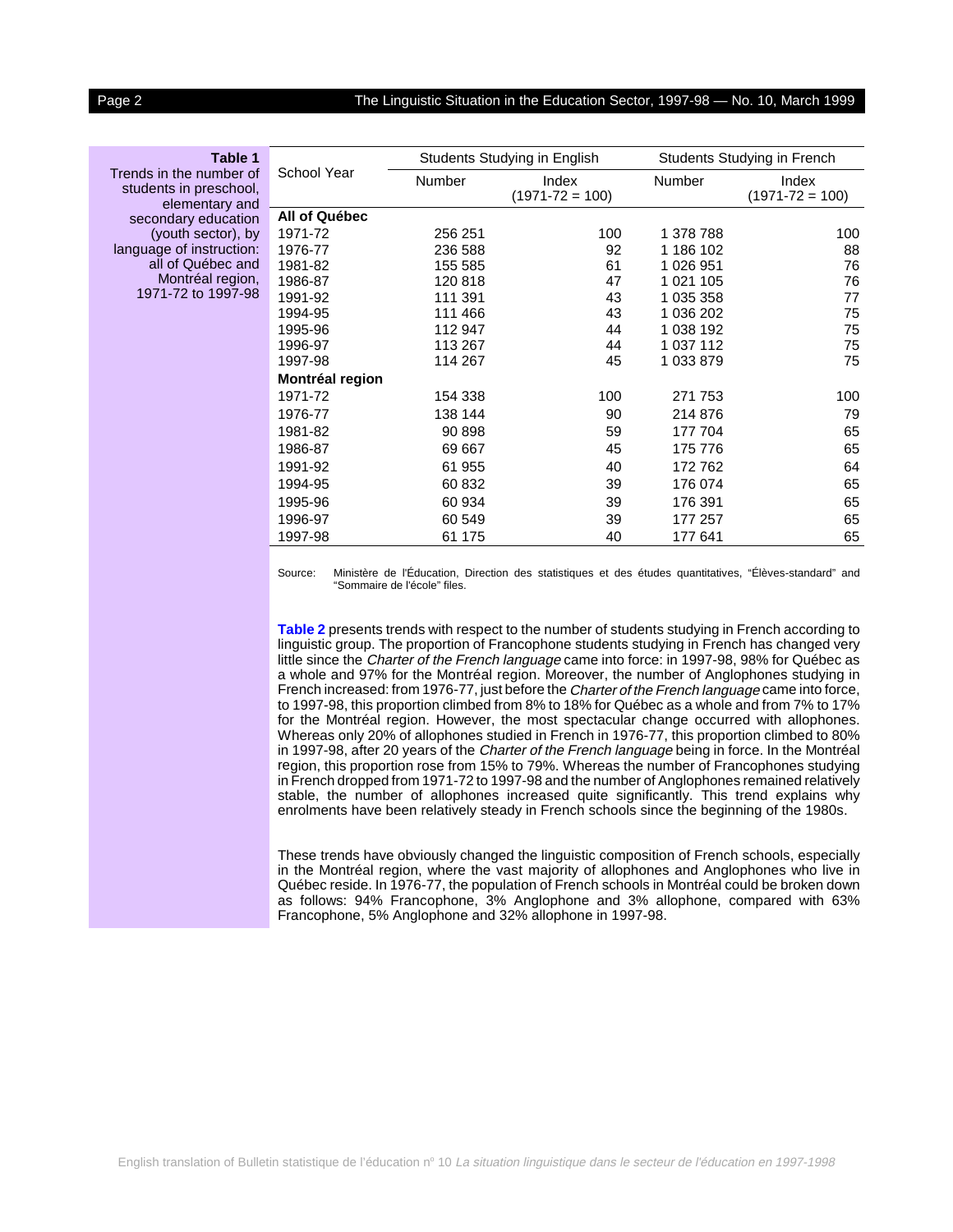**Table 1**
Trends in the number of students in preschool, elementary and secondary education (youth sector), by language of instruction: all of Québec and Montréal region, 1971-72 to 1997-98

| School Year | Students Studying in English | | Students Studying in French | |
|---|---|---|---|---|
| | Number | Index (1971-72 = 100) | Number | Index (1971-72 = 100) |
| **All of Québec** | | | | |
| 1971-72 | 256 251 | 100 | 1 378 788 | 100 |
| 1976-77 | 236 588 | 92 | 1 186 102 | 88 |
| 1981-82 | 155 585 | 61 | 1 026 951 | 76 |
| 1986-87 | 120 818 | 47 | 1 021 105 | 76 |
| 1991-92 | 111 391 | 43 | 1 035 358 | 77 |
| 1994-95 | 111 466 | 43 | 1 036 202 | 75 |
| 1995-96 | 112 947 | 44 | 1 038 192 | 75 |
| 1996-97 | 113 267 | 44 | 1 037 112 | 75 |
| 1997-98 | 114 267 | 45 | 1 033 879 | 75 |
| **Montréal region** | | | | |
| 1971-72 | 154 338 | 100 | 271 753 | 100 |
| 1976-77 | 138 144 | 90 | 214 876 | 79 |
| 1981-82 | 90 898 | 59 | 177 704 | 65 |
| 1986-87 | 69 667 | 45 | 175 776 | 65 |
| 1991-92 | 61 955 | 40 | 172 762 | 64 |
| 1994-95 | 60 832 | 39 | 176 074 | 65 |
| 1995-96 | 60 934 | 39 | 176 391 | 65 |
| 1996-97 | 60 549 | 39 | 177 257 | 65 |
| 1997-98 | 61 175 | 40 | 177 641 | 65 |

Source: Ministère de l'Éducation, Direction des statistiques et des études quantitatives, "Élèves-standard" and "Sommaire de l'école" files.

**Table 2** presents trends with respect to the number of students studying in French according to linguistic group. The proportion of Francophone students studying in French has changed very little since the *Charter of the French language* came into force: in 1997-98, 98% for Québec as a whole and 97% for the Montréal region. Moreover, the number of Anglophones studying in French increased: from 1976-77, just before the *Charter of the French language* came into force, to 1997-98, this proportion climbed from 8% to 18% for Québec as a whole and from 7% to 17% for the Montréal region. However, the most spectacular change occurred with allophones. Whereas only 20% of allophones studied in French in 1976-77, this proportion climbed to 80% in 1997-98, after 20 years of the *Charter of the French language* being in force. In the Montréal region, this proportion rose from 15% to 79%. Whereas the number of Francophones studying in French dropped from 1971-72 to 1997-98 and the number of Anglophones remained relatively stable, the number of allophones increased quite significantly. This trend explains why enrolments have been relatively steady in French schools since the beginning of the 1980s.

These trends have obviously changed the linguistic composition of French schools, especially in the Montréal region, where the vast majority of allophones and Anglophones who live in Québec reside. In 1976-77, the population of French schools in Montréal could be broken down as follows: 94% Francophone, 3% Anglophone and 3% allophone, compared with 63% Francophone, 5% Anglophone and 32% allophone in 1997-98.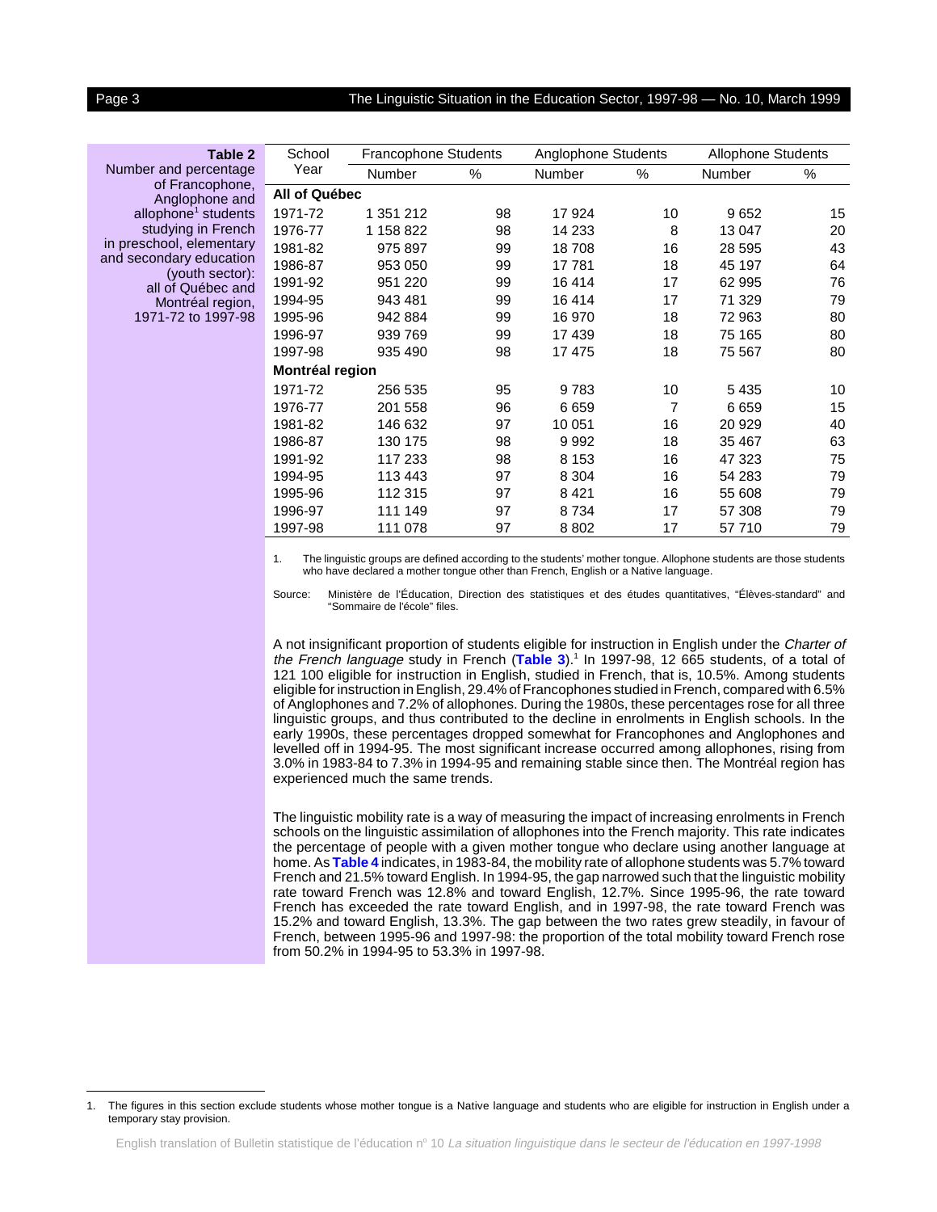**Table 2**
Number and percentage of Francophone, Anglophone and allophone[1] students studying in French in preschool, elementary and secondary education (youth sector): all of Québec and Montréal region, 1971-72 to 1997-98

| School Year | Francophone Students | | Anglophone Students | | Allophone Students | |
|---|---|---|---|---|---|---|
| | Number | % | Number | % | Number | % |
| **All of Québec** | | | | | | |
| 1971-72 | 1 351 212 | 98 | 17 924 | 10 | 9 652 | 15 |
| 1976-77 | 1 158 822 | 98 | 14 233 | 8 | 13 047 | 20 |
| 1981-82 | 975 897 | 99 | 18 708 | 16 | 28 595 | 43 |
| 1986-87 | 953 050 | 99 | 17 781 | 18 | 45 197 | 64 |
| 1991-92 | 951 220 | 99 | 16 414 | 17 | 62 995 | 76 |
| 1994-95 | 943 481 | 99 | 16 414 | 17 | 71 329 | 79 |
| 1995-96 | 942 884 | 99 | 16 970 | 18 | 72 963 | 80 |
| 1996-97 | 939 769 | 99 | 17 439 | 18 | 75 165 | 80 |
| 1997-98 | 935 490 | 98 | 17 475 | 18 | 75 567 | 80 |
| **Montréal region** | | | | | | |
| 1971-72 | 256 535 | 95 | 9 783 | 10 | 5 435 | 10 |
| 1976-77 | 201 558 | 96 | 6 659 | 7 | 6 659 | 15 |
| 1981-82 | 146 632 | 97 | 10 051 | 16 | 20 929 | 40 |
| 1986-87 | 130 175 | 98 | 9 992 | 18 | 35 467 | 63 |
| 1991-92 | 117 233 | 98 | 8 153 | 16 | 47 323 | 75 |
| 1994-95 | 113 443 | 97 | 8 304 | 16 | 54 283 | 79 |
| 1995-96 | 112 315 | 97 | 8 421 | 16 | 55 608 | 79 |
| 1996-97 | 111 149 | 97 | 8 734 | 17 | 57 308 | 79 |
| 1997-98 | 111 078 | 97 | 8 802 | 17 | 57 710 | 79 |

1. The linguistic groups are defined according to the students' mother tongue. Allophone students are those students who have declared a mother tongue other than French, English or a Native language.

Source: Ministère de l'Éducation, Direction des statistiques et des études quantitatives, "Élèves-standard" and "Sommaire de l'école" files.

A not insignificant proportion of students eligible for instruction in English under the *Charter of the French language* study in French (**Table 3**).[1] In 1997-98, 12 665 students, of a total of 121 100 eligible for instruction in English, studied in French, that is, 10.5%. Among students eligible for instruction in English, 29.4% of Francophones studied in French, compared with 6.5% of Anglophones and 7.2% of allophones. During the 1980s, these percentages rose for all three linguistic groups, and thus contributed to the decline in enrolments in English schools. In the early 1990s, these percentages dropped somewhat for Francophones and Anglophones and levelled off in 1994-95. The most significant increase occurred among allophones, rising from 3.0% in 1983-84 to 7.3% in 1994-95 and remaining stable since then. The Montréal region has experienced much the same trends.

The linguistic mobility rate is a way of measuring the impact of increasing enrolments in French schools on the linguistic assimilation of allophones into the French majority. This rate indicates the percentage of people with a given mother tongue who declare using another language at home. As **Table 4** indicates, in 1983-84, the mobility rate of allophone students was 5.7% toward French and 21.5% toward English. In 1994-95, the gap narrowed such that the linguistic mobility rate toward French was 12.8% and toward English, 12.7%. Since 1995-96, the rate toward French has exceeded the rate toward English, and in 1997-98, the rate toward French was 15.2% and toward English, 13.3%. The gap between the two rates grew steadily, in favour of French, between 1995-96 and 1997-98: the proportion of the total mobility toward French rose from 50.2% in 1994-95 to 53.3% in 1997-98.

1. The figures in this section exclude students whose mother tongue is a Native language and students who are eligible for instruction in English under a temporary stay provision.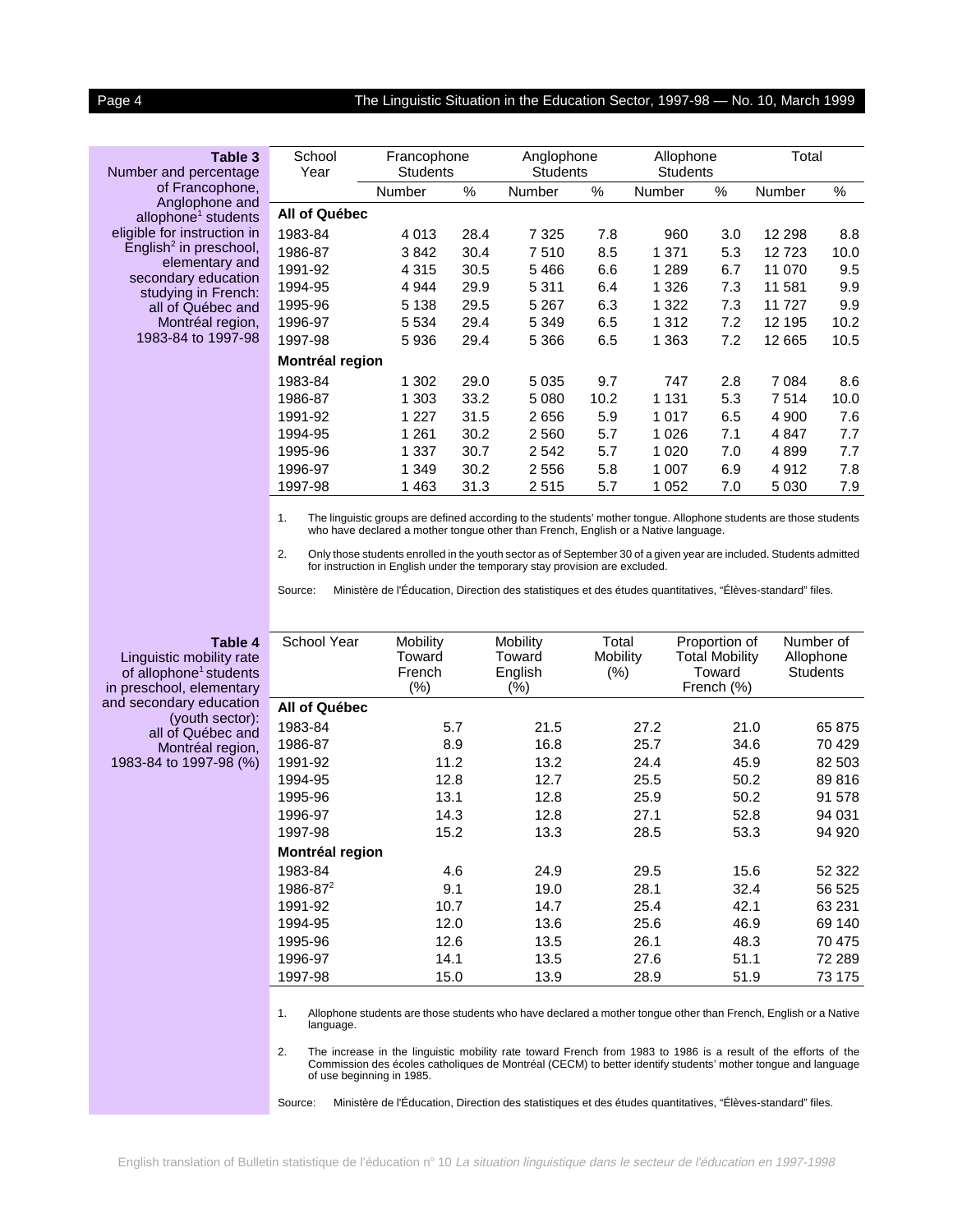**Table 3**
Number and percentage of Francophone, Anglophone and allophone[1] students eligible for instruction in English[2] in preschool, elementary and secondary education studying in French: all of Québec and Montréal region, 1983-84 to 1997-98

| School Year | Francophone Students | | Anglophone Students | | Allophone Students | | Total | |
|---|---|---|---|---|---|---|---|---|
| | Number | % | Number | % | Number | % | Number | % |
| **All of Québec** | | | | | | | | |
| 1983-84 | 4 013 | 28.4 | 7 325 | 7.8 | 960 | 3.0 | 12 298 | 8.8 |
| 1986-87 | 3 842 | 30.4 | 7 510 | 8.5 | 1 371 | 5.3 | 12 723 | 10.0 |
| 1991-92 | 4 315 | 30.5 | 5 466 | 6.6 | 1 289 | 6.7 | 11 070 | 9.5 |
| 1994-95 | 4 944 | 29.9 | 5 311 | 6.4 | 1 326 | 7.3 | 11 581 | 9.9 |
| 1995-96 | 5 138 | 29.5 | 5 267 | 6.3 | 1 322 | 7.3 | 11 727 | 9.9 |
| 1996-97 | 5 534 | 29.4 | 5 349 | 6.5 | 1 312 | 7.2 | 12 195 | 10.2 |
| 1997-98 | 5 936 | 29.4 | 5 366 | 6.5 | 1 363 | 7.2 | 12 665 | 10.5 |
| **Montréal region** | | | | | | | | |
| 1983-84 | 1 302 | 29.0 | 5 035 | 9.7 | 747 | 2.8 | 7 084 | 8.6 |
| 1986-87 | 1 303 | 33.2 | 5 080 | 10.2 | 1 131 | 5.3 | 7 514 | 10.0 |
| 1991-92 | 1 227 | 31.5 | 2 656 | 5.9 | 1 017 | 6.5 | 4 900 | 7.6 |
| 1994-95 | 1 261 | 30.2 | 2 560 | 5.7 | 1 026 | 7.1 | 4 847 | 7.7 |
| 1995-96 | 1 337 | 30.7 | 2 542 | 5.7 | 1 020 | 7.0 | 4 899 | 7.7 |
| 1996-97 | 1 349 | 30.2 | 2 556 | 5.8 | 1 007 | 6.9 | 4 912 | 7.8 |
| 1997-98 | 1 463 | 31.3 | 2 515 | 5.7 | 1 052 | 7.0 | 5 030 | 7.9 |

1. The linguistic groups are defined according to the students' mother tongue. Allophone students are those students who have declared a mother tongue other than French, English or a Native language.

2. Only those students enrolled in the youth sector as of September 30 of a given year are included. Students admitted for instruction in English under the temporary stay provision are excluded.

Source: Ministère de l'Éducation, Direction des statistiques et des études quantitatives, "Élèves-standard" files.

**Table 4**
Linguistic mobility rate of allophone[1] students in preschool, elementary and secondary education (youth sector): all of Québec and Montréal region, 1983-84 to 1997-98 (%)

| School Year | Mobility Toward French (%) | Mobility Toward English (%) | Total Mobility (%) | Proportion of Total Mobility Toward French (%) | Number of Allophone Students |
|---|---|---|---|---|---|
| **All of Québec** | | | | | |
| 1983-84 | 5.7 | 21.5 | 27.2 | 21.0 | 65 875 |
| 1986-87 | 8.9 | 16.8 | 25.7 | 34.6 | 70 429 |
| 1991-92 | 11.2 | 13.2 | 24.4 | 45.9 | 82 503 |
| 1994-95 | 12.8 | 12.7 | 25.5 | 50.2 | 89 816 |
| 1995-96 | 13.1 | 12.8 | 25.9 | 50.2 | 91 578 |
| 1996-97 | 14.3 | 12.8 | 27.1 | 52.8 | 94 031 |
| 1997-98 | 15.2 | 13.3 | 28.5 | 53.3 | 94 920 |
| **Montréal region** | | | | | |
| 1983-84 | 4.6 | 24.9 | 29.5 | 15.6 | 52 322 |
| 1986-87[2] | 9.1 | 19.0 | 28.1 | 32.4 | 56 525 |
| 1991-92 | 10.7 | 14.7 | 25.4 | 42.1 | 63 231 |
| 1994-95 | 12.0 | 13.6 | 25.6 | 46.9 | 69 140 |
| 1995-96 | 12.6 | 13.5 | 26.1 | 48.3 | 70 475 |
| 1996-97 | 14.1 | 13.5 | 27.6 | 51.1 | 72 289 |
| 1997-98 | 15.0 | 13.9 | 28.9 | 51.9 | 73 175 |

1. Allophone students are those students who have declared a mother tongue other than French, English or a Native language.

2. The increase in the linguistic mobility rate toward French from 1983 to 1986 is a result of the efforts of the Commission des écoles catholiques de Montréal (CECM) to better identify students' mother tongue and language of use beginning in 1985.

Source: Ministère de l'Éducation, Direction des statistiques et des études quantitatives, "Élèves-standard" files.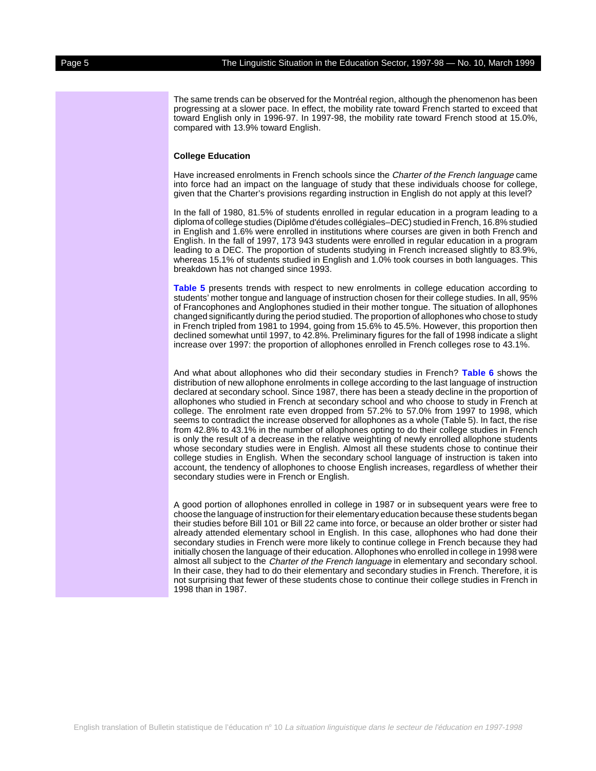The same trends can be observed for the Montréal region, although the phenomenon has been progressing at a slower pace. In effect, the mobility rate toward French started to exceed that toward English only in 1996-97. In 1997-98, the mobility rate toward French stood at 15.0%, compared with 13.9% toward English.

### College Education

Have increased enrolments in French schools since the *Charter of the French language* came into force had an impact on the language of study that these individuals choose for college, given that the Charter's provisions regarding instruction in English do not apply at this level?

In the fall of 1980, 81.5% of students enrolled in regular education in a program leading to a diploma of college studies (Diplôme d'études collégiales–DEC) studied in French, 16.8% studied in English and 1.6% were enrolled in institutions where courses are given in both French and English. In the fall of 1997, 173 943 students were enrolled in regular education in a program leading to a DEC. The proportion of students studying in French increased slightly to 83.9%, whereas 15.1% of students studied in English and 1.0% took courses in both languages. This breakdown has not changed since 1993.

**Table 5** presents trends with respect to new enrolments in college education according to students' mother tongue and language of instruction chosen for their college studies. In all, 95% of Francophones and Anglophones studied in their mother tongue. The situation of allophones changed significantly during the period studied. The proportion of allophones who chose to study in French tripled from 1981 to 1994, going from 15.6% to 45.5%. However, this proportion then declined somewhat until 1997, to 42.8%. Preliminary figures for the fall of 1998 indicate a slight increase over 1997: the proportion of allophones enrolled in French colleges rose to 43.1%.

And what about allophones who did their secondary studies in French? **Table 6** shows the distribution of new allophone enrolments in college according to the last language of instruction declared at secondary school. Since 1987, there has been a steady decline in the proportion of allophones who studied in French at secondary school and who choose to study in French at college. The enrolment rate even dropped from 57.2% to 57.0% from 1997 to 1998, which seems to contradict the increase observed for allophones as a whole (Table 5). In fact, the rise from 42.8% to 43.1% in the number of allophones opting to do their college studies in French is only the result of a decrease in the relative weighting of newly enrolled allophone students whose secondary studies were in English. Almost all these students chose to continue their college studies in English. When the secondary school language of instruction is taken into account, the tendency of allophones to choose English increases, regardless of whether their secondary studies were in French or English.

A good portion of allophones enrolled in college in 1987 or in subsequent years were free to choose the language of instruction for their elementary education because these students began their studies before Bill 101 or Bill 22 came into force, or because an older brother or sister had already attended elementary school in English. In this case, allophones who had done their secondary studies in French were more likely to continue college in French because they had initially chosen the language of their education. Allophones who enrolled in college in 1998 were almost all subject to the *Charter of the French language* in elementary and secondary school. In their case, they had to do their elementary and secondary studies in French. Therefore, it is not surprising that fewer of these students chose to continue their college studies in French in 1998 than in 1987.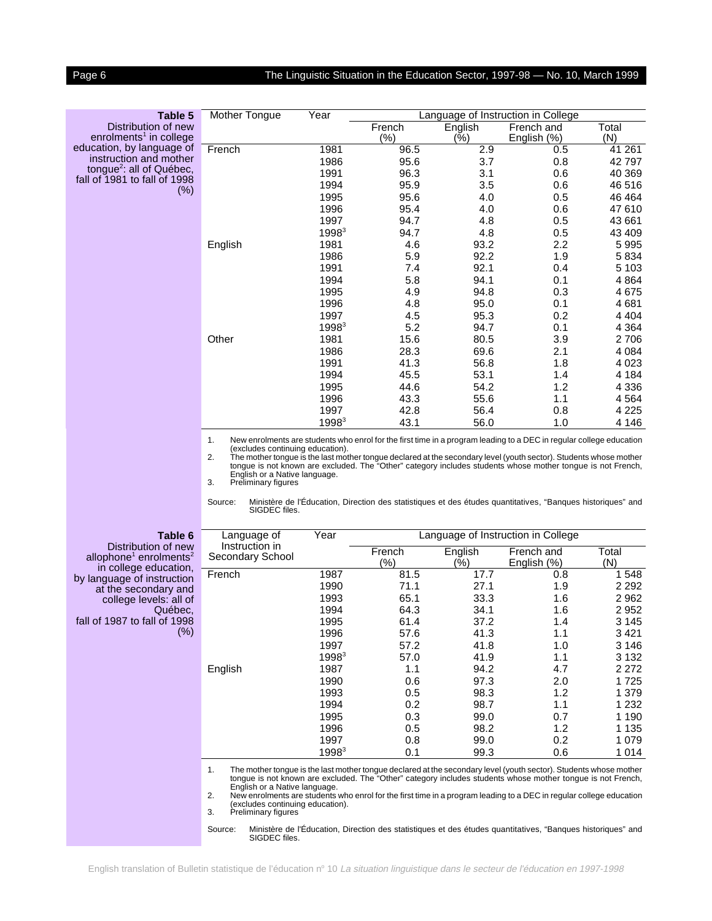**Table 5**
Distribution of new enrolments[1] in college education, by language of instruction and mother tongue[2]: all of Québec, fall of 1981 to fall of 1998 (%)

| Mother Tongue | Year | Language of Instruction in College | | | |
|---|---|---|---|---|---|
| | | French (%) | English (%) | French and English (%) | Total (N) |
| French | 1981 | 96.5 | 2.9 | 0.5 | 41 261 |
| | 1986 | 95.6 | 3.7 | 0.8 | 42 797 |
| | 1991 | 96.3 | 3.1 | 0.6 | 40 369 |
| | 1994 | 95.9 | 3.5 | 0.6 | 46 516 |
| | 1995 | 95.6 | 4.0 | 0.5 | 46 464 |
| | 1996 | 95.4 | 4.0 | 0.6 | 47 610 |
| | 1997 | 94.7 | 4.8 | 0.5 | 43 661 |
| | 1998[3] | 94.7 | 4.8 | 0.5 | 43 409 |
| English | 1981 | 4.6 | 93.2 | 2.2 | 5 995 |
| | 1986 | 5.9 | 92.2 | 1.9 | 5 834 |
| | 1991 | 7.4 | 92.1 | 0.4 | 5 103 |
| | 1994 | 5.8 | 94.1 | 0.1 | 4 864 |
| | 1995 | 4.9 | 94.8 | 0.3 | 4 675 |
| | 1996 | 4.8 | 95.0 | 0.1 | 4 681 |
| | 1997 | 4.5 | 95.3 | 0.2 | 4 404 |
| | 1998[3] | 5.2 | 94.7 | 0.1 | 4 364 |
| Other | 1981 | 15.6 | 80.5 | 3.9 | 2 706 |
| | 1986 | 28.3 | 69.6 | 2.1 | 4 084 |
| | 1991 | 41.3 | 56.8 | 1.8 | 4 023 |
| | 1994 | 45.5 | 53.1 | 1.4 | 4 184 |
| | 1995 | 44.6 | 54.2 | 1.2 | 4 336 |
| | 1996 | 43.3 | 55.6 | 1.1 | 4 564 |
| | 1997 | 42.8 | 56.4 | 0.8 | 4 225 |
| | 1998[3] | 43.1 | 56.0 | 1.0 | 4 146 |

1. New enrolments are students who enrol for the first time in a program leading to a DEC in regular college education (excludes continuing education).
2. The mother tongue is the last mother tongue declared at the secondary level (youth sector). Students whose mother tongue is not known are excluded. The "Other" category includes students whose mother tongue is not French, English or a Native language.
3. Preliminary figures

Source: Ministère de l'Éducation, Direction des statistiques et des études quantitatives, "Banques historiques" and SIGDEC files.

**Table 6**
Distribution of new allophone[1] enrolments[2] in college education, by language of instruction at the secondary and college levels: all of Québec, fall of 1987 to fall of 1998 (%)

| Language of Instruction in Secondary School | Year | Language of Instruction in College | | | |
|---|---|---|---|---|---|
| | | French (%) | English (%) | French and English (%) | Total (N) |
| French | 1987 | 81.5 | 17.7 | 0.8 | 1 548 |
| | 1990 | 71.1 | 27.1 | 1.9 | 2 292 |
| | 1993 | 65.1 | 33.3 | 1.6 | 2 962 |
| | 1994 | 64.3 | 34.1 | 1.6 | 2 952 |
| | 1995 | 61.4 | 37.2 | 1.4 | 3 145 |
| | 1996 | 57.6 | 41.3 | 1.1 | 3 421 |
| | 1997 | 57.2 | 41.8 | 1.0 | 3 146 |
| | 1998[3] | 57.0 | 41.9 | 1.1 | 3 132 |
| English | 1987 | 1.1 | 94.2 | 4.7 | 2 272 |
| | 1990 | 0.6 | 97.3 | 2.0 | 1 725 |
| | 1993 | 0.5 | 98.3 | 1.2 | 1 379 |
| | 1994 | 0.2 | 98.7 | 1.1 | 1 232 |
| | 1995 | 0.3 | 99.0 | 0.7 | 1 190 |
| | 1996 | 0.5 | 98.2 | 1.2 | 1 135 |
| | 1997 | 0.8 | 99.0 | 0.2 | 1 079 |
| | 1998[3] | 0.1 | 99.3 | 0.6 | 1 014 |

1. The mother tongue is the last mother tongue declared at the secondary level (youth sector). Students whose mother tongue is not known are excluded. The "Other" category includes students whose mother tongue is not French, English or a Native language.
2. New enrolments are students who enrol for the first time in a program leading to a DEC in regular college education (excludes continuing education).
3. Preliminary figures

Source: Ministère de l'Éducation, Direction des statistiques et des études quantitatives, "Banques historiques" and SIGDEC files.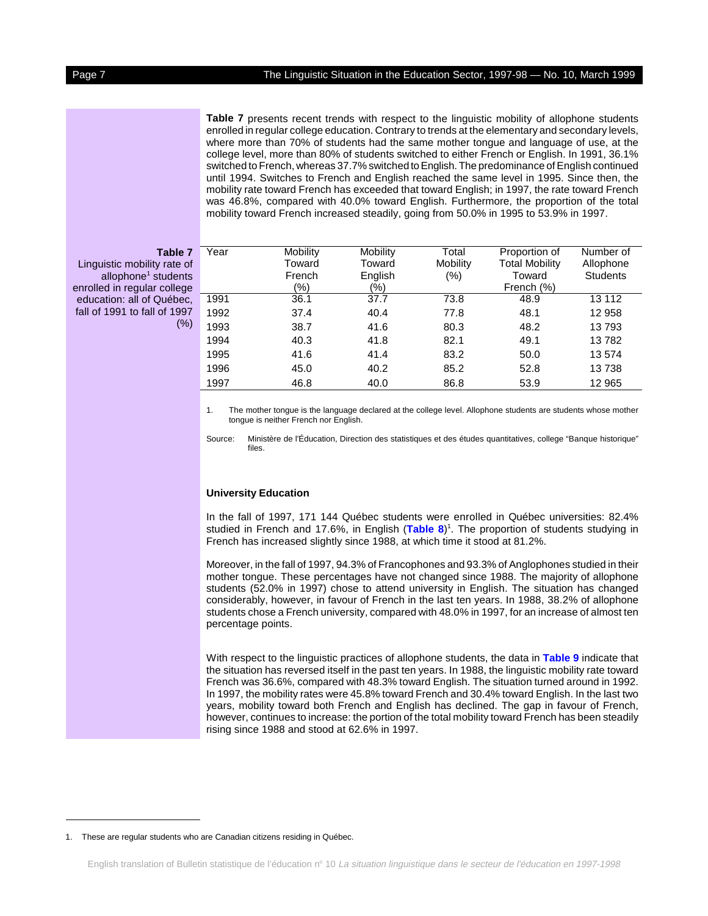**Table 7** presents recent trends with respect to the linguistic mobility of allophone students enrolled in regular college education. Contrary to trends at the elementary and secondary levels, where more than 70% of students had the same mother tongue and language of use, at the college level, more than 80% of students switched to either French or English. In 1991, 36.1% switched to French, whereas 37.7% switched to English. The predominance of English continued until 1994. Switches to French and English reached the same level in 1995. Since then, the mobility rate toward French has exceeded that toward English; in 1997, the rate toward French was 46.8%, compared with 40.0% toward English. Furthermore, the proportion of the total mobility toward French increased steadily, going from 50.0% in 1995 to 53.9% in 1997.

**Table 7**
Linguistic mobility rate of allophone[1] students enrolled in regular college education: all of Québec, fall of 1991 to fall of 1997 (%)

| Year | Mobility Toward French (%) | Mobility Toward English (%) | Total Mobility (%) | Proportion of Total Mobility Toward French (%) | Number of Allophone Students |
|---|---|---|---|---|---|
| 1991 | 36.1 | 37.7 | 73.8 | 48.9 | 13 112 |
| 1992 | 37.4 | 40.4 | 77.8 | 48.1 | 12 958 |
| 1993 | 38.7 | 41.6 | 80.3 | 48.2 | 13 793 |
| 1994 | 40.3 | 41.8 | 82.1 | 49.1 | 13 782 |
| 1995 | 41.6 | 41.4 | 83.2 | 50.0 | 13 574 |
| 1996 | 45.0 | 40.2 | 85.2 | 52.8 | 13 738 |
| 1997 | 46.8 | 40.0 | 86.8 | 53.9 | 12 965 |

1. The mother tongue is the language declared at the college level. Allophone students are students whose mother tongue is neither French nor English.

Source: Ministère de l'Éducation, Direction des statistiques et des études quantitatives, college "Banque historique" files.

### University Education

In the fall of 1997, 171 144 Québec students were enrolled in Québec universities: 82.4% studied in French and 17.6%, in English (**Table 8**)[1]. The proportion of students studying in French has increased slightly since 1988, at which time it stood at 81.2%.

Moreover, in the fall of 1997, 94.3% of Francophones and 93.3% of Anglophones studied in their mother tongue. These percentages have not changed since 1988. The majority of allophone students (52.0% in 1997) chose to attend university in English. The situation has changed considerably, however, in favour of French in the last ten years. In 1988, 38.2% of allophone students chose a French university, compared with 48.0% in 1997, for an increase of almost ten percentage points.

With respect to the linguistic practices of allophone students, the data in **Table 9** indicate that the situation has reversed itself in the past ten years. In 1988, the linguistic mobility rate toward French was 36.6%, compared with 48.3% toward English. The situation turned around in 1992. In 1997, the mobility rates were 45.8% toward French and 30.4% toward English. In the last two years, mobility toward both French and English has declined. The gap in favour of French, however, continues to increase: the portion of the total mobility toward French has been steadily rising since 1988 and stood at 62.6% in 1997.

1. These are regular students who are Canadian citizens residing in Québec.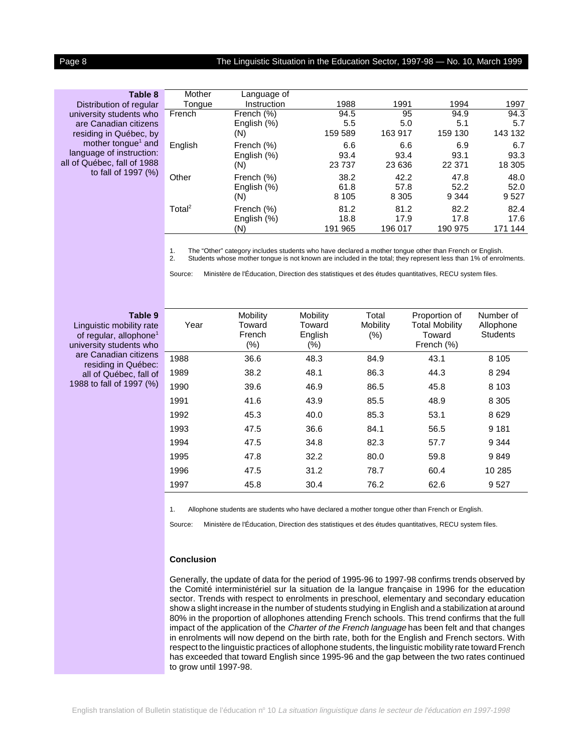**Table 8**
Distribution of regular university students who are Canadian citizens residing in Québec, by mother tongue[1] and language of instruction: all of Québec, fall of 1988 to fall of 1997 (%)

| Mother Tongue | Language of Instruction | 1988 | 1991 | 1994 | 1997 |
|---|---|---|---|---|---|
| French | French (%) | 94.5 | 95 | 94.9 | 94.3 |
| | English (%) | 5.5 | 5.0 | 5.1 | 5.7 |
| | (N) | 159 589 | 163 917 | 159 130 | 143 132 |
| English | French (%) | 6.6 | 6.6 | 6.9 | 6.7 |
| | English (%) | 93.4 | 93.4 | 93.1 | 93.3 |
| | (N) | 23 737 | 23 636 | 22 371 | 18 305 |
| Other | French (%) | 38.2 | 42.2 | 47.8 | 48.0 |
| | English (%) | 61.8 | 57.8 | 52.2 | 52.0 |
| | (N) | 8 105 | 8 305 | 9 344 | 9 527 |
| Total[2] | French (%) | 81.2 | 81.2 | 82.2 | 82.4 |
| | English (%) | 18.8 | 17.9 | 17.8 | 17.6 |
| | (N) | 191 965 | 196 017 | 190 975 | 171 144 |

1. The "Other" category includes students who have declared a mother tongue other than French or English.
2. Students whose mother tongue is not known are included in the total; they represent less than 1% of enrolments.

Source: Ministère de l'Éducation, Direction des statistiques et des études quantitatives, RECU system files.

**Table 9**
Linguistic mobility rate of regular, allophone[1] university students who are Canadian citizens residing in Québec: all of Québec, fall of 1988 to fall of 1997 (%)

| Year | Mobility Toward French (%) | Mobility Toward English (%) | Total Mobility (%) | Proportion of Total Mobility Toward French (%) | Number of Allophone Students |
|---|---|---|---|---|---|
| 1988 | 36.6 | 48.3 | 84.9 | 43.1 | 8 105 |
| 1989 | 38.2 | 48.1 | 86.3 | 44.3 | 8 294 |
| 1990 | 39.6 | 46.9 | 86.5 | 45.8 | 8 103 |
| 1991 | 41.6 | 43.9 | 85.5 | 48.9 | 8 305 |
| 1992 | 45.3 | 40.0 | 85.3 | 53.1 | 8 629 |
| 1993 | 47.5 | 36.6 | 84.1 | 56.5 | 9 181 |
| 1994 | 47.5 | 34.8 | 82.3 | 57.7 | 9 344 |
| 1995 | 47.8 | 32.2 | 80.0 | 59.8 | 9 849 |
| 1996 | 47.5 | 31.2 | 78.7 | 60.4 | 10 285 |
| 1997 | 45.8 | 30.4 | 76.2 | 62.6 | 9 527 |

1. Allophone students are students who have declared a mother tongue other than French or English.

Source: Ministère de l'Éducation, Direction des statistiques et des études quantitatives, RECU system files.

**Conclusion**

Generally, the update of data for the period of 1995-96 to 1997-98 confirms trends observed by the Comité interministériel sur la situation de la langue française in 1996 for the education sector. Trends with respect to enrolments in preschool, elementary and secondary education show a slight increase in the number of students studying in English and a stabilization at around 80% in the proportion of allophones attending French schools. This trend confirms that the full impact of the application of the *Charter of the French language* has been felt and that changes in enrolments will now depend on the birth rate, both for the English and French sectors. With respect to the linguistic practices of allophone students, the linguistic mobility rate toward French has exceeded that toward English since 1995-96 and the gap between the two rates continued to grow until 1997-98.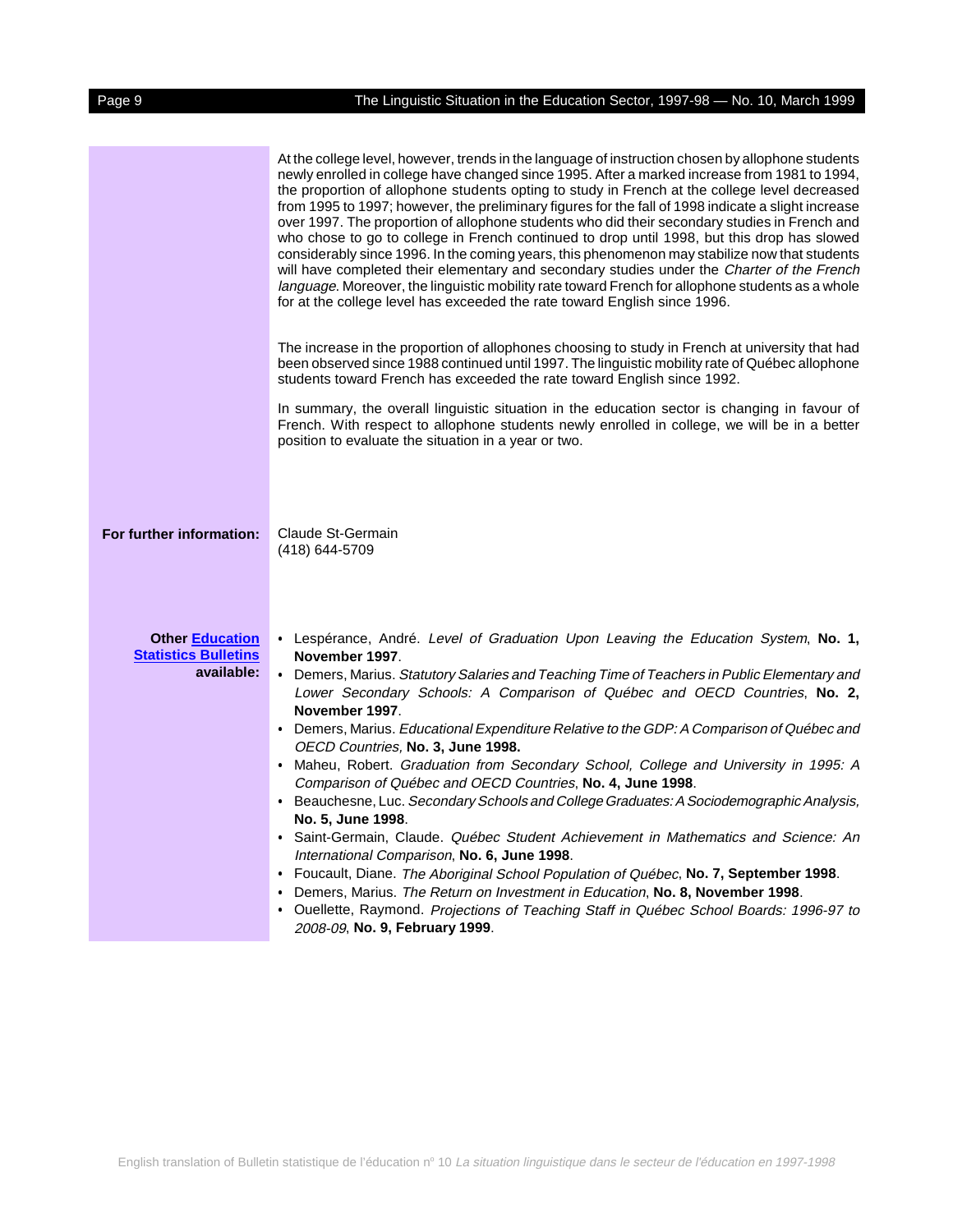At the college level, however, trends in the language of instruction chosen by allophone students newly enrolled in college have changed since 1995. After a marked increase from 1981 to 1994, the proportion of allophone students opting to study in French at the college level decreased from 1995 to 1997; however, the preliminary figures for the fall of 1998 indicate a slight increase over 1997. The proportion of allophone students who did their secondary studies in French and who chose to go to college in French continued to drop until 1998, but this drop has slowed considerably since 1996. In the coming years, this phenomenon may stabilize now that students will have completed their elementary and secondary studies under the *Charter of the French language*. Moreover, the linguistic mobility rate toward French for allophone students as a whole for at the college level has exceeded the rate toward English since 1996.

The increase in the proportion of allophones choosing to study in French at university that had been observed since 1988 continued until 1997. The linguistic mobility rate of Québec allophone students toward French has exceeded the rate toward English since 1992.

In summary, the overall linguistic situation in the education sector is changing in favour of French. With respect to allophone students newly enrolled in college, we will be in a better position to evaluate the situation in a year or two.

**For further information:** Claude St-Germain
(418) 644-5709

**Other Education Statistics Bulletins available:**

- Lespérance, André. *Level of Graduation Upon Leaving the Education System*, **No. 1, November 1997**.
- Demers, Marius. *Statutory Salaries and Teaching Time of Teachers in Public Elementary and Lower Secondary Schools: A Comparison of Québec and OECD Countries*, **No. 2, November 1997**.
- Demers, Marius. *Educational Expenditure Relative to the GDP: A Comparison of Québec and OECD Countries,* **No. 3, June 1998.**
- Maheu, Robert. *Graduation from Secondary School, College and University in 1995: A Comparison of Québec and OECD Countries*, **No. 4, June 1998**.
- Beauchesne, Luc. *Secondary Schools and College Graduates: A Sociodemographic Analysis,* **No. 5, June 1998**.
- Saint-Germain, Claude. *Québec Student Achievement in Mathematics and Science: An International Comparison*, **No. 6, June 1998**.
- Foucault, Diane. *The Aboriginal School Population of Québec*, **No. 7, September 1998**.
- Demers, Marius. *The Return on Investment in Education*, **No. 8, November 1998**.
- Ouellette, Raymond. *Projections of Teaching Staff in Québec School Boards: 1996-97 to 2008-09*, **No. 9, February 1999**.

English translation of Bulletin statistique de l'éducation n° 10 *La situation linguistique dans le secteur de l'éducation en 1997-1998*